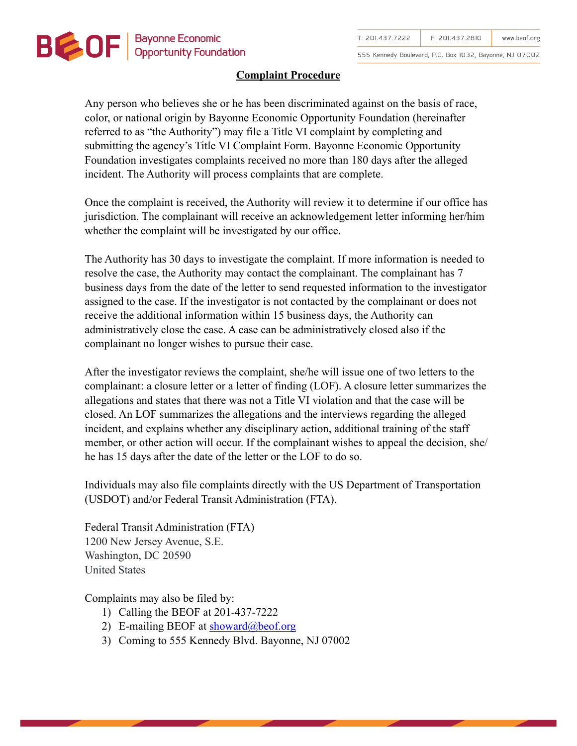## Complaint Procedure

Any person who believes she or he has been discriminated against on the basis of race, color, or national origin by Bayonne Economic Opportunity Foundation (hereinafter referred to as "the Authority") may file a Title VI complaint by completing and submitting the agency's Title VI Complaint Form. Bayonne Economic Opportunity Foundation investigates complaints received no more than 180 days after the alleged incident. The Authority will process complaints that are complete.

Once the complaint is received, the Authority will review it to determine if our office has jurisdiction. The complainant will receive an acknowledgement letter informing her/him whether the complaint will be investigated by our office.

The Authority has 30 days to investigate the complaint. If more information is needed to resolve the case, the Authority may contact the complainant. The complainant has 7 business days from the date of the letter to send requested information to the investigator assigned to the case. If the investigator is not contacted by the complainant or does not receive the additional information within 15 business days, the Authority can administratively close the case. A case can be administratively closed also if the complainant no longer wishes to pursue their case.

After the investigator reviews the complaint, she/he will issue one of two letters to the complainant: a closure letter or a letter of finding (LOF). A closure letter summarizes the allegations and states that there was not a Title VI violation and that the case will be closed. An LOF summarizes the allegations and the interviews regarding the alleged incident, and explains whether any disciplinary action, additional training of the staff member, or other action will occur. If the complainant wishes to appeal the decision, she/he has 15 days after the date of the letter or the LOF to do so.

Individuals may also file complaints directly with the US Department of Transportation (USDOT) and/or Federal Transit Administration (FTA).

Federal Transit Administration (FTA)
1200 New Jersey Avenue, S.E.
Washington, DC 20590
United States

Complaints may also be filed by:

1) Calling the BEOF at 201-437-7222
2) E-mailing BEOF at showard@beof.org
3) Coming to 555 Kennedy Blvd. Bayonne, NJ 07002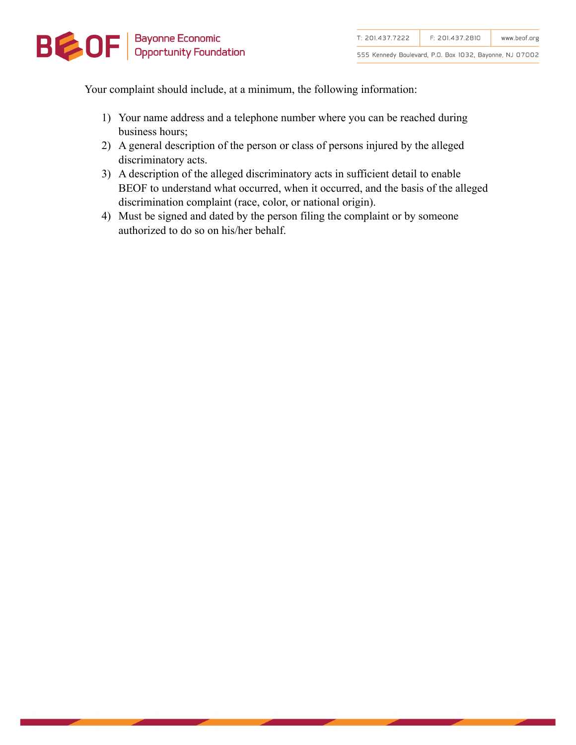Your complaint should include, at a minimum, the following information:

1) Your name address and a telephone number where you can be reached during business hours;
2) A general description of the person or class of persons injured by the alleged discriminatory acts.
3) A description of the alleged discriminatory acts in sufficient detail to enable BEOF to understand what occurred, when it occurred, and the basis of the alleged discrimination complaint (race, color, or national origin).
4) Must be signed and dated by the person filing the complaint or by someone authorized to do so on his/her behalf.